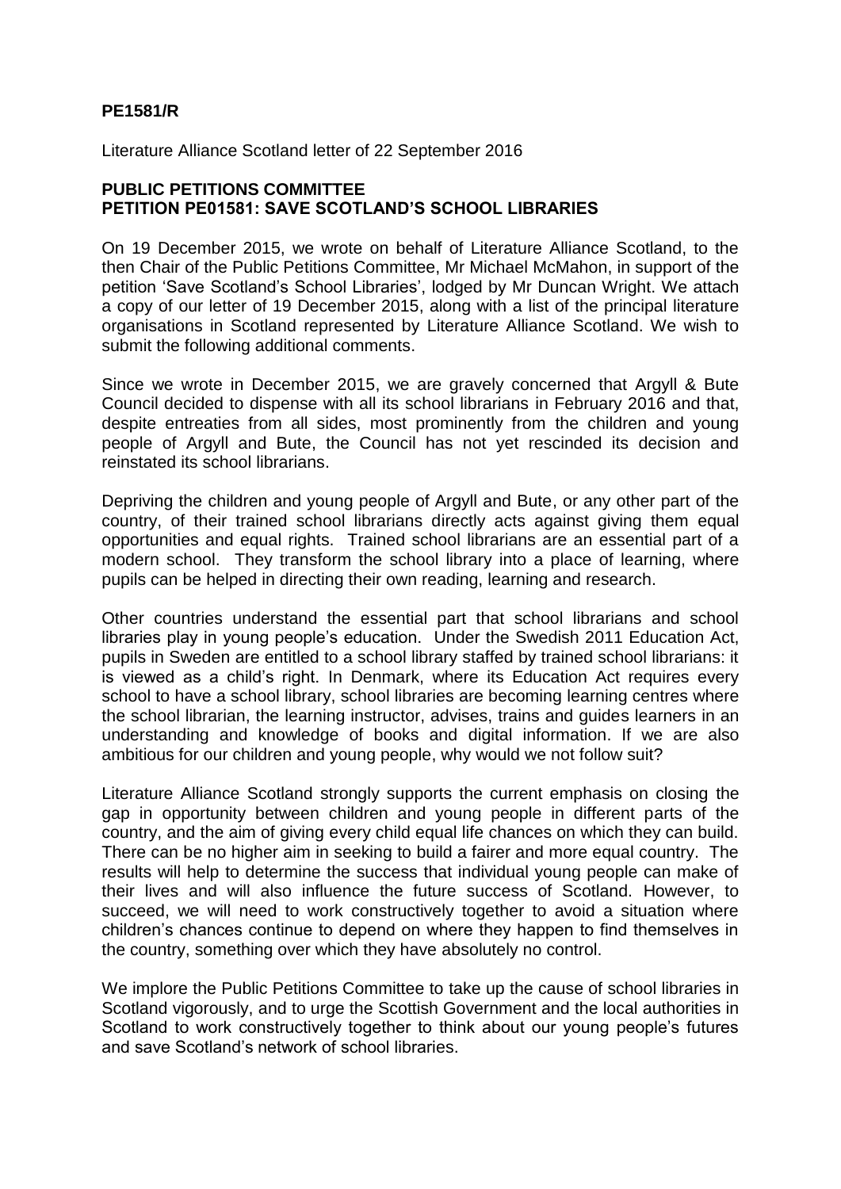**PE1581/R**

Literature Alliance Scotland letter of 22 September 2016

**PUBLIC PETITIONS COMMITTEE**
**PETITION PE01581: SAVE SCOTLAND'S SCHOOL LIBRARIES**

On 19 December 2015, we wrote on behalf of Literature Alliance Scotland, to the then Chair of the Public Petitions Committee, Mr Michael McMahon, in support of the petition 'Save Scotland's School Libraries', lodged by Mr Duncan Wright. We attach a copy of our letter of 19 December 2015, along with a list of the principal literature organisations in Scotland represented by Literature Alliance Scotland. We wish to submit the following additional comments.

Since we wrote in December 2015, we are gravely concerned that Argyll & Bute Council decided to dispense with all its school librarians in February 2016 and that, despite entreaties from all sides, most prominently from the children and young people of Argyll and Bute, the Council has not yet rescinded its decision and reinstated its school librarians.

Depriving the children and young people of Argyll and Bute, or any other part of the country, of their trained school librarians directly acts against giving them equal opportunities and equal rights. Trained school librarians are an essential part of a modern school. They transform the school library into a place of learning, where pupils can be helped in directing their own reading, learning and research.

Other countries understand the essential part that school librarians and school libraries play in young people's education. Under the Swedish 2011 Education Act, pupils in Sweden are entitled to a school library staffed by trained school librarians: it is viewed as a child's right. In Denmark, where its Education Act requires every school to have a school library, school libraries are becoming learning centres where the school librarian, the learning instructor, advises, trains and guides learners in an understanding and knowledge of books and digital information. If we are also ambitious for our children and young people, why would we not follow suit?

Literature Alliance Scotland strongly supports the current emphasis on closing the gap in opportunity between children and young people in different parts of the country, and the aim of giving every child equal life chances on which they can build. There can be no higher aim in seeking to build a fairer and more equal country. The results will help to determine the success that individual young people can make of their lives and will also influence the future success of Scotland. However, to succeed, we will need to work constructively together to avoid a situation where children's chances continue to depend on where they happen to find themselves in the country, something over which they have absolutely no control.

We implore the Public Petitions Committee to take up the cause of school libraries in Scotland vigorously, and to urge the Scottish Government and the local authorities in Scotland to work constructively together to think about our young people's futures and save Scotland's network of school libraries.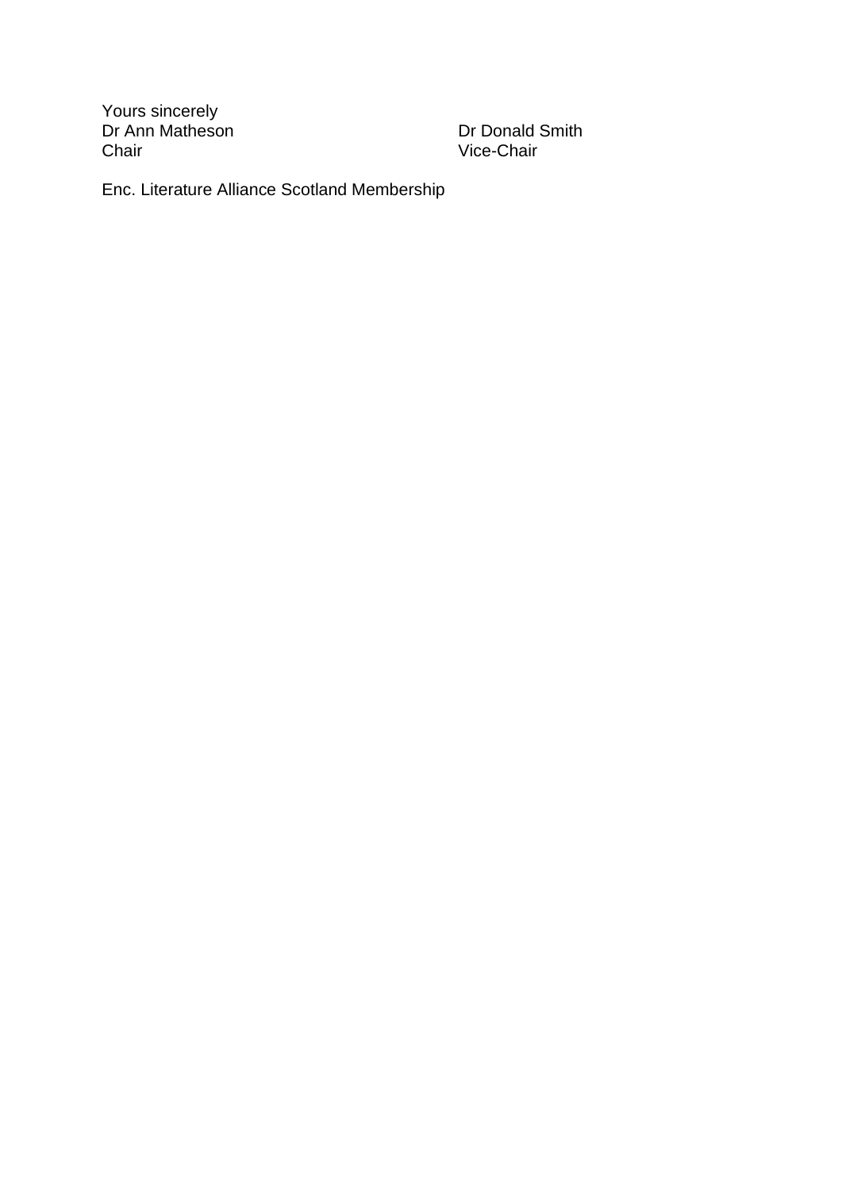Yours sincerely

Dr Ann Matheson  
Chair

Dr Donald Smith  
Vice-Chair

Enc. Literature Alliance Scotland Membership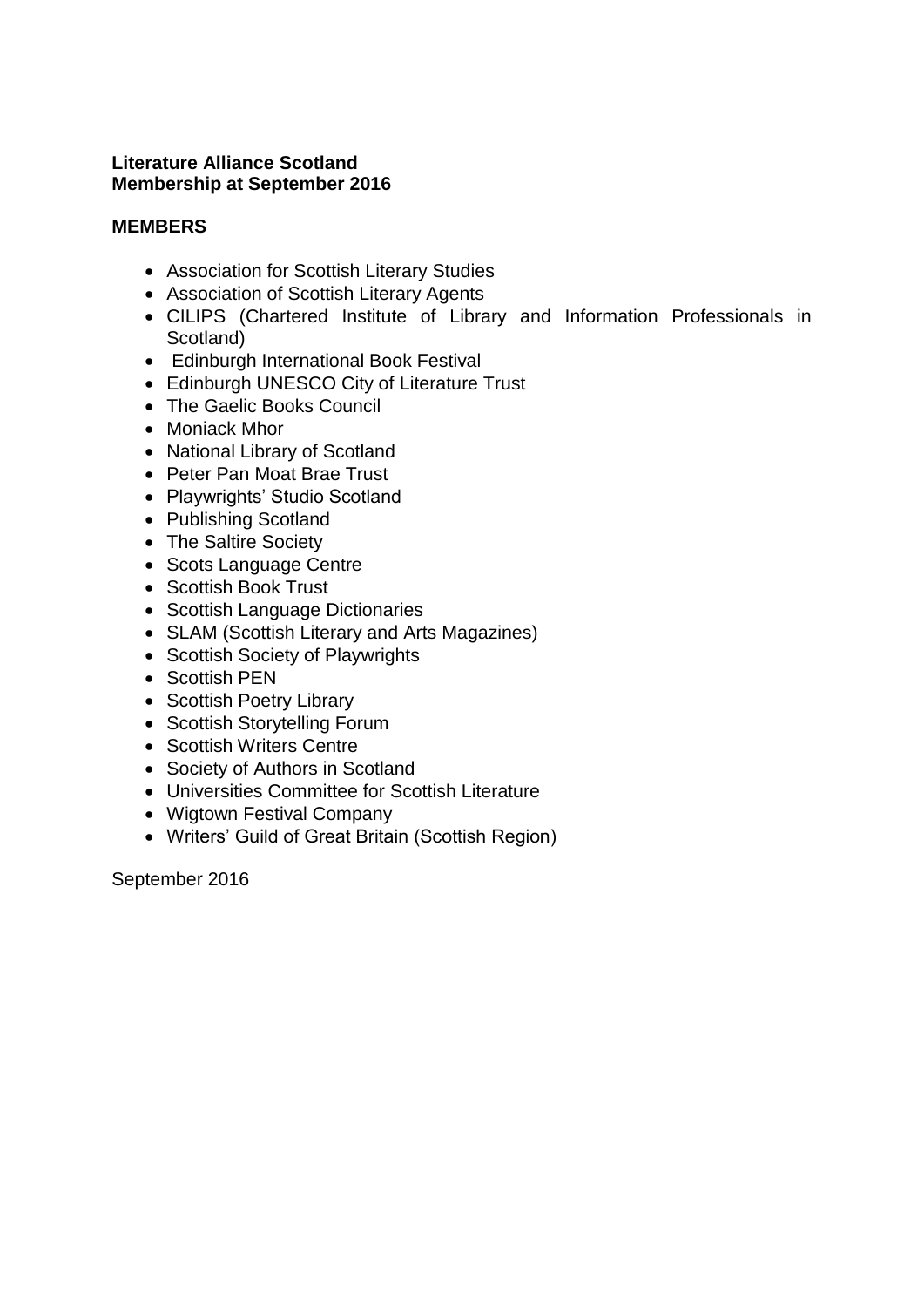**Literature Alliance Scotland**
**Membership at September 2016**

**MEMBERS**

- Association for Scottish Literary Studies
- Association of Scottish Literary Agents
- CILIPS (Chartered Institute of Library and Information Professionals in Scotland)
- Edinburgh International Book Festival
- Edinburgh UNESCO City of Literature Trust
- The Gaelic Books Council
- Moniack Mhor
- National Library of Scotland
- Peter Pan Moat Brae Trust
- Playwrights' Studio Scotland
- Publishing Scotland
- The Saltire Society
- Scots Language Centre
- Scottish Book Trust
- Scottish Language Dictionaries
- SLAM (Scottish Literary and Arts Magazines)
- Scottish Society of Playwrights
- Scottish PEN
- Scottish Poetry Library
- Scottish Storytelling Forum
- Scottish Writers Centre
- Society of Authors in Scotland
- Universities Committee for Scottish Literature
- Wigtown Festival Company
- Writers' Guild of Great Britain (Scottish Region)

September 2016